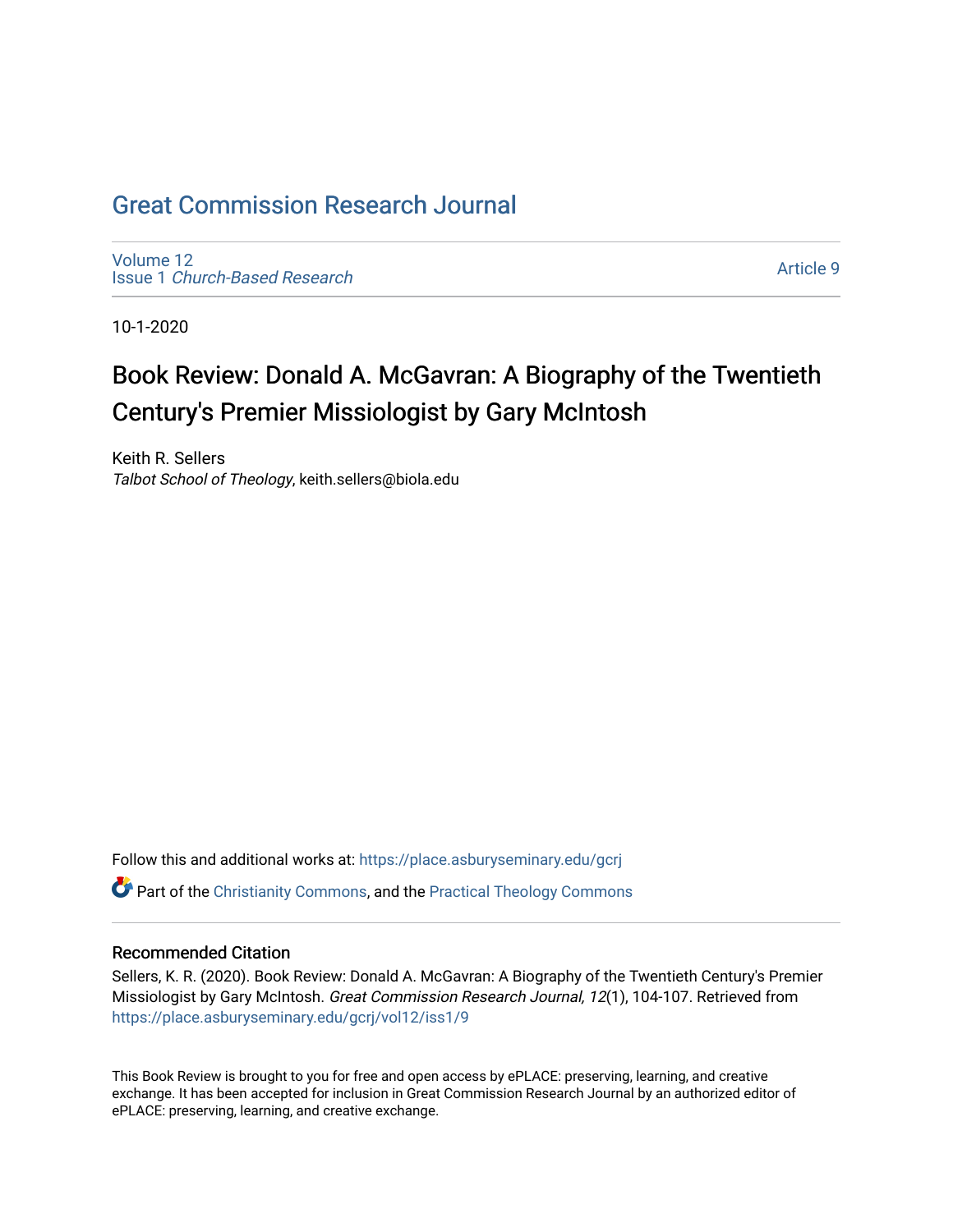# Great Commission Research Journal

Volume 12
Issue 1 *Church-Based Research*

Article 9

10-1-2020

## Book Review: Donald A. McGavran: A Biography of the Twentieth Century's Premier Missiologist by Gary McIntosh

Keith R. Sellers
*Talbot School of Theology*, keith.sellers@biola.edu

Follow this and additional works at: https://place.asburyseminary.edu/gcrj

Part of the Christianity Commons, and the Practical Theology Commons

### Recommended Citation

Sellers, K. R. (2020). Book Review: Donald A. McGavran: A Biography of the Twentieth Century's Premier Missiologist by Gary McIntosh. *Great Commission Research Journal, 12*(1), 104-107. Retrieved from https://place.asburyseminary.edu/gcrj/vol12/iss1/9

This Book Review is brought to you for free and open access by ePLACE: preserving, learning, and creative exchange. It has been accepted for inclusion in Great Commission Research Journal by an authorized editor of ePLACE: preserving, learning, and creative exchange.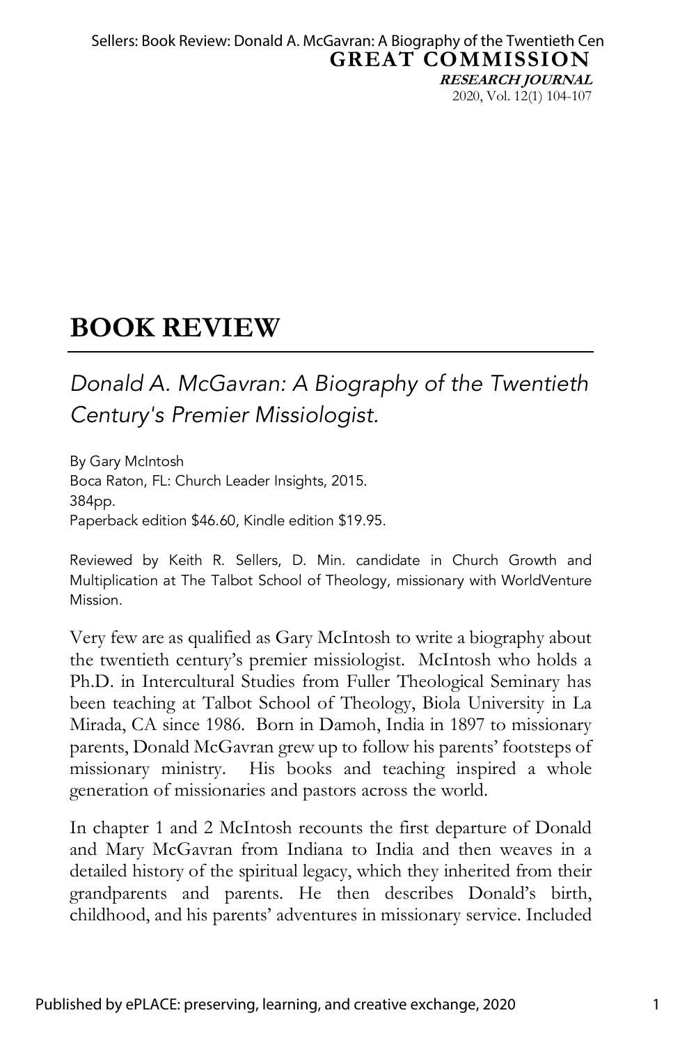# BOOK REVIEW

*Donald A. McGavran: A Biography of the Twentieth Century's Premier Missiologist.*

By Gary McIntosh
Boca Raton, FL: Church Leader Insights, 2015.
384pp.
Paperback edition $46.60, Kindle edition $19.95.

Reviewed by Keith R. Sellers, D. Min. candidate in Church Growth and Multiplication at The Talbot School of Theology, missionary with WorldVenture Mission.

Very few are as qualified as Gary McIntosh to write a biography about the twentieth century's premier missiologist. McIntosh who holds a Ph.D. in Intercultural Studies from Fuller Theological Seminary has been teaching at Talbot School of Theology, Biola University in La Mirada, CA since 1986. Born in Damoh, India in 1897 to missionary parents, Donald McGavran grew up to follow his parents' footsteps of missionary ministry. His books and teaching inspired a whole generation of missionaries and pastors across the world.

In chapter 1 and 2 McIntosh recounts the first departure of Donald and Mary McGavran from Indiana to India and then weaves in a detailed history of the spiritual legacy, which they inherited from their grandparents and parents. He then describes Donald's birth, childhood, and his parents' adventures in missionary service. Included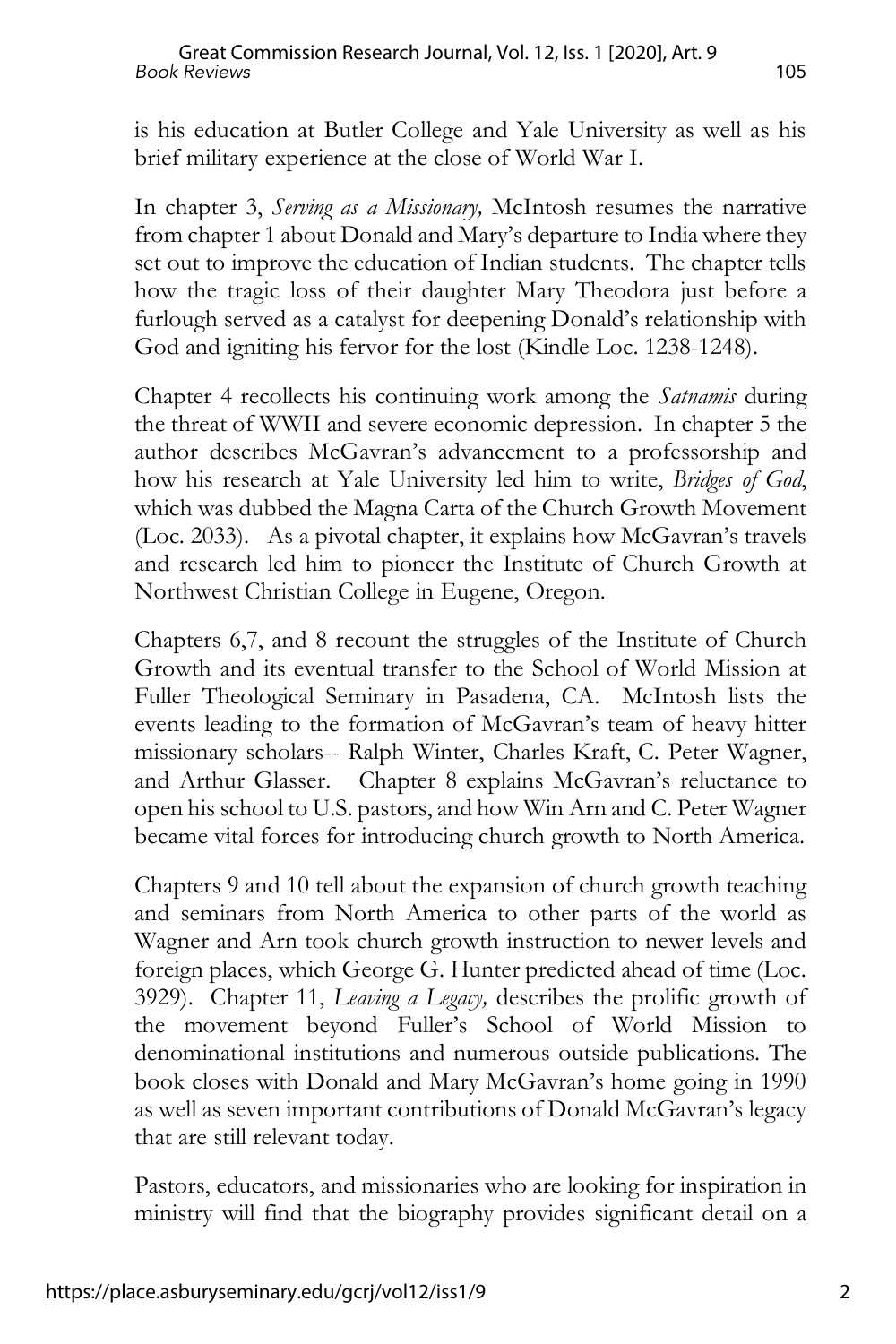is his education at Butler College and Yale University as well as his brief military experience at the close of World War I.

In chapter 3, *Serving as a Missionary,* McIntosh resumes the narrative from chapter 1 about Donald and Mary's departure to India where they set out to improve the education of Indian students. The chapter tells how the tragic loss of their daughter Mary Theodora just before a furlough served as a catalyst for deepening Donald's relationship with God and igniting his fervor for the lost (Kindle Loc. 1238-1248).

Chapter 4 recollects his continuing work among the *Satnamis* during the threat of WWII and severe economic depression. In chapter 5 the author describes McGavran's advancement to a professorship and how his research at Yale University led him to write, *Bridges of God*, which was dubbed the Magna Carta of the Church Growth Movement (Loc. 2033). As a pivotal chapter, it explains how McGavran's travels and research led him to pioneer the Institute of Church Growth at Northwest Christian College in Eugene, Oregon.

Chapters 6,7, and 8 recount the struggles of the Institute of Church Growth and its eventual transfer to the School of World Mission at Fuller Theological Seminary in Pasadena, CA. McIntosh lists the events leading to the formation of McGavran's team of heavy hitter missionary scholars-- Ralph Winter, Charles Kraft, C. Peter Wagner, and Arthur Glasser. Chapter 8 explains McGavran's reluctance to open his school to U.S. pastors, and how Win Arn and C. Peter Wagner became vital forces for introducing church growth to North America.

Chapters 9 and 10 tell about the expansion of church growth teaching and seminars from North America to other parts of the world as Wagner and Arn took church growth instruction to newer levels and foreign places, which George G. Hunter predicted ahead of time (Loc. 3929). Chapter 11, *Leaving a Legacy,* describes the prolific growth of the movement beyond Fuller's School of World Mission to denominational institutions and numerous outside publications. The book closes with Donald and Mary McGavran's home going in 1990 as well as seven important contributions of Donald McGavran's legacy that are still relevant today.

Pastors, educators, and missionaries who are looking for inspiration in ministry will find that the biography provides significant detail on a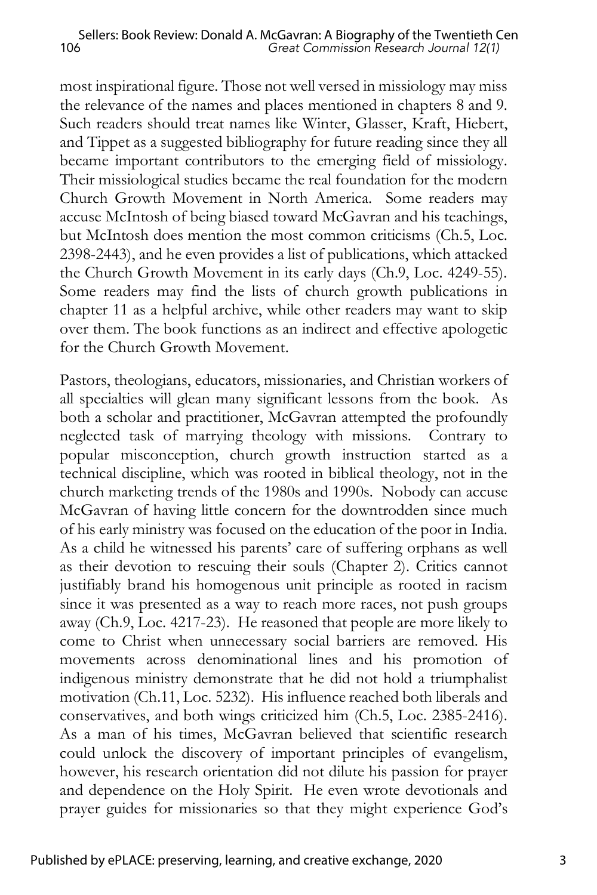most inspirational figure. Those not well versed in missiology may miss the relevance of the names and places mentioned in chapters 8 and 9. Such readers should treat names like Winter, Glasser, Kraft, Hiebert, and Tippet as a suggested bibliography for future reading since they all became important contributors to the emerging field of missiology. Their missiological studies became the real foundation for the modern Church Growth Movement in North America. Some readers may accuse McIntosh of being biased toward McGavran and his teachings, but McIntosh does mention the most common criticisms (Ch.5, Loc. 2398-2443), and he even provides a list of publications, which attacked the Church Growth Movement in its early days (Ch.9, Loc. 4249-55). Some readers may find the lists of church growth publications in chapter 11 as a helpful archive, while other readers may want to skip over them. The book functions as an indirect and effective apologetic for the Church Growth Movement.

Pastors, theologians, educators, missionaries, and Christian workers of all specialties will glean many significant lessons from the book. As both a scholar and practitioner, McGavran attempted the profoundly neglected task of marrying theology with missions. Contrary to popular misconception, church growth instruction started as a technical discipline, which was rooted in biblical theology, not in the church marketing trends of the 1980s and 1990s. Nobody can accuse McGavran of having little concern for the downtrodden since much of his early ministry was focused on the education of the poor in India. As a child he witnessed his parents' care of suffering orphans as well as their devotion to rescuing their souls (Chapter 2). Critics cannot justifiably brand his homogenous unit principle as rooted in racism since it was presented as a way to reach more races, not push groups away (Ch.9, Loc. 4217-23). He reasoned that people are more likely to come to Christ when unnecessary social barriers are removed. His movements across denominational lines and his promotion of indigenous ministry demonstrate that he did not hold a triumphalist motivation (Ch.11, Loc. 5232). His influence reached both liberals and conservatives, and both wings criticized him (Ch.5, Loc. 2385-2416). As a man of his times, McGavran believed that scientific research could unlock the discovery of important principles of evangelism, however, his research orientation did not dilute his passion for prayer and dependence on the Holy Spirit. He even wrote devotionals and prayer guides for missionaries so that they might experience God's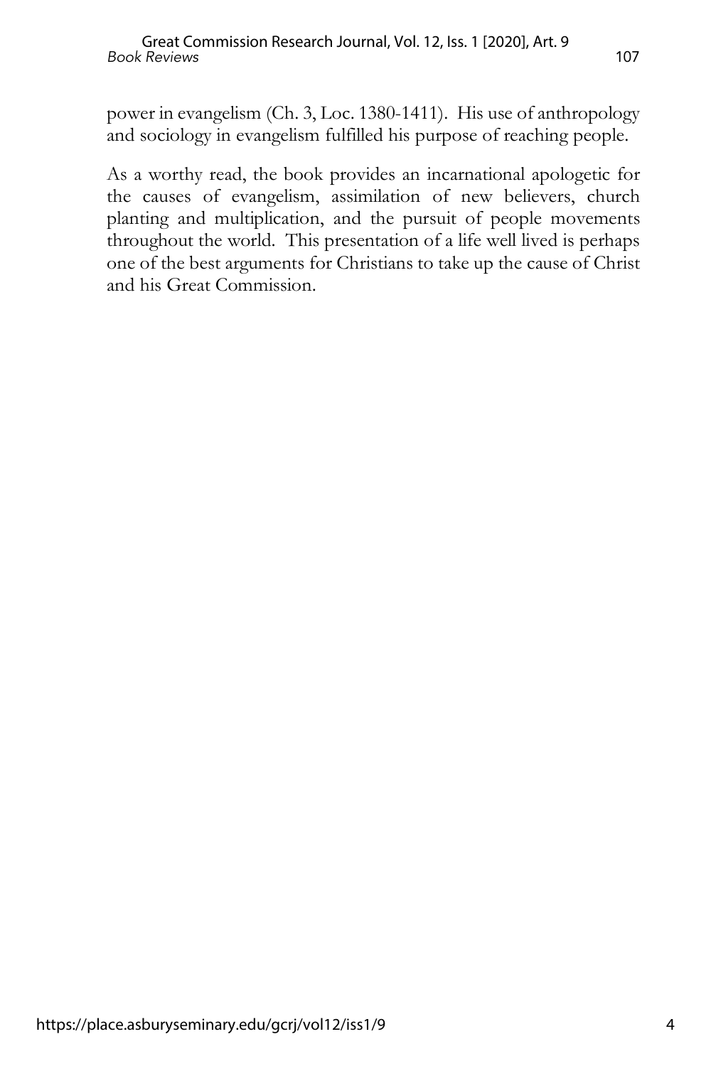power in evangelism (Ch. 3, Loc. 1380-1411). His use of anthropology and sociology in evangelism fulfilled his purpose of reaching people.

As a worthy read, the book provides an incarnational apologetic for the causes of evangelism, assimilation of new believers, church planting and multiplication, and the pursuit of people movements throughout the world. This presentation of a life well lived is perhaps one of the best arguments for Christians to take up the cause of Christ and his Great Commission.